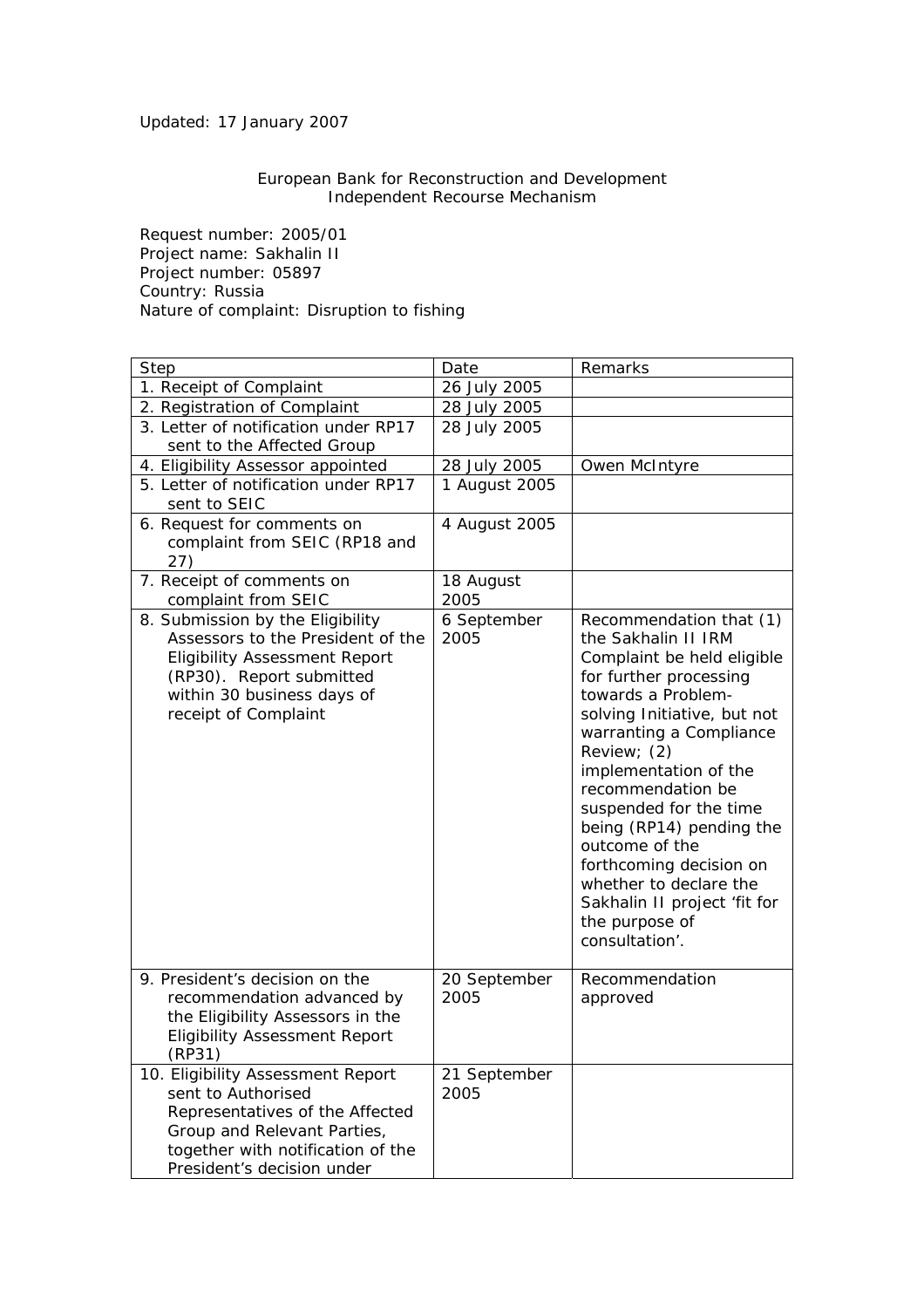Updated: 17 January 2007

European Bank for Reconstruction and Development
Independent Recourse Mechanism

Request number: 2005/01
Project name: Sakhalin II
Project number: 05897
Country: Russia
Nature of complaint: Disruption to fishing

| Step | Date | Remarks |
|---|---|---|
| 1. Receipt of Complaint | 26 July 2005 | |
| 2. Registration of Complaint | 28 July 2005 | |
| 3. Letter of notification under RP17 sent to the Affected Group | 28 July 2005 | |
| 4. Eligibility Assessor appointed | 28 July 2005 | Owen McIntyre |
| 5. Letter of notification under RP17 sent to SEIC | 1 August 2005 | |
| 6. Request for comments on complaint from SEIC (RP18 and 27) | 4 August 2005 | |
| 7. Receipt of comments on complaint from SEIC | 18 August 2005 | |
| 8. Submission by the Eligibility Assessors to the President of the Eligibility Assessment Report (RP30). Report submitted within 30 business days of receipt of Complaint | 6 September 2005 | Recommendation that (1) the Sakhalin II IRM Complaint be held eligible for further processing towards a Problem-solving Initiative, but not warranting a Compliance Review; (2) implementation of the recommendation be suspended for the time being (RP14) pending the outcome of the forthcoming decision on whether to declare the Sakhalin II project 'fit for the purpose of consultation'. |
| 9. President's decision on the recommendation advanced by the Eligibility Assessors in the Eligibility Assessment Report (RP31) | 20 September 2005 | Recommendation approved |
| 10. Eligibility Assessment Report sent to Authorised Representatives of the Affected Group and Relevant Parties, together with notification of the President's decision under | 21 September 2005 | |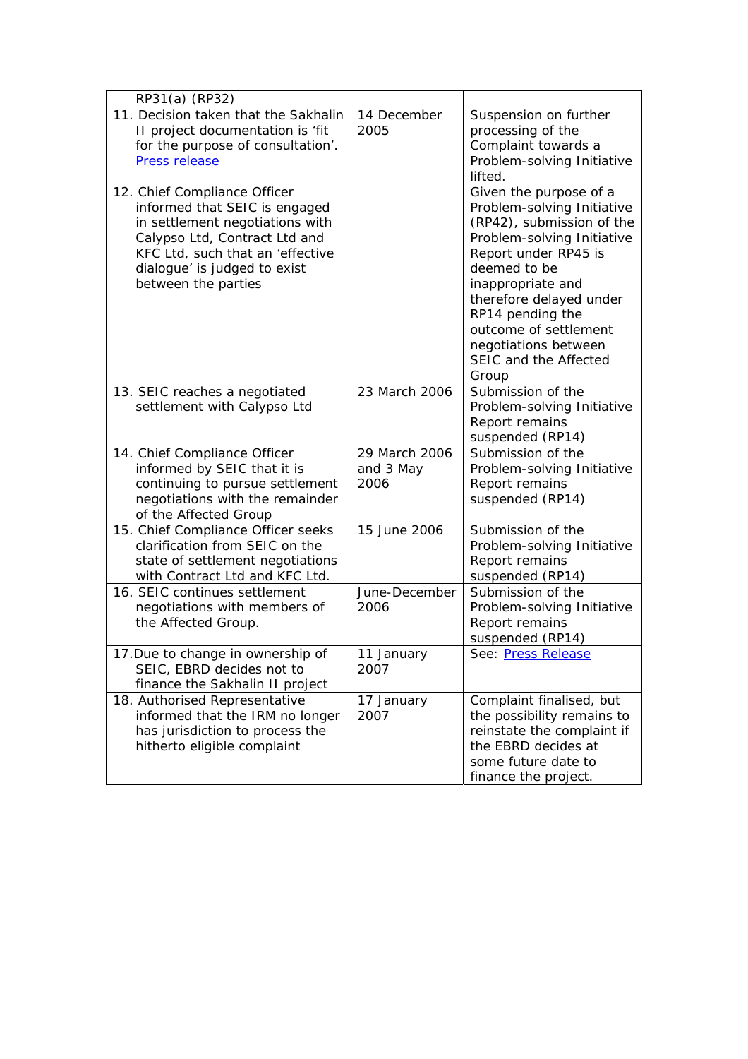| | | |
|---|---|---|
| RP31(a) (RP32) | | |
| 11. Decision taken that the Sakhalin II project documentation is 'fit for the purpose of consultation'. Press release | 14 December 2005 | Suspension on further processing of the Complaint towards a Problem-solving Initiative lifted. |
| 12. Chief Compliance Officer informed that SEIC is engaged in settlement negotiations with Calypso Ltd, Contract Ltd and KFC Ltd, such that an 'effective dialogue' is judged to exist between the parties | | Given the purpose of a Problem-solving Initiative (RP42), submission of the Problem-solving Initiative Report under RP45 is deemed to be inappropriate and therefore delayed under RP14 pending the outcome of settlement negotiations between SEIC and the Affected Group |
| 13. SEIC reaches a negotiated settlement with Calypso Ltd | 23 March 2006 | Submission of the Problem-solving Initiative Report remains suspended (RP14) |
| 14. Chief Compliance Officer informed by SEIC that it is continuing to pursue settlement negotiations with the remainder of the Affected Group | 29 March 2006 and 3 May 2006 | Submission of the Problem-solving Initiative Report remains suspended (RP14) |
| 15. Chief Compliance Officer seeks clarification from SEIC on the state of settlement negotiations with Contract Ltd and KFC Ltd. | 15 June 2006 | Submission of the Problem-solving Initiative Report remains suspended (RP14) |
| 16. SEIC continues settlement negotiations with members of the Affected Group. | June-December 2006 | Submission of the Problem-solving Initiative Report remains suspended (RP14) |
| 17. Due to change in ownership of SEIC, EBRD decides not to finance the Sakhalin II project | 11 January 2007 | See: Press Release |
| 18. Authorised Representative informed that the IRM no longer has jurisdiction to process the hitherto eligible complaint | 17 January 2007 | Complaint finalised, but the possibility remains to reinstate the complaint if the EBRD decides at some future date to finance the project. |